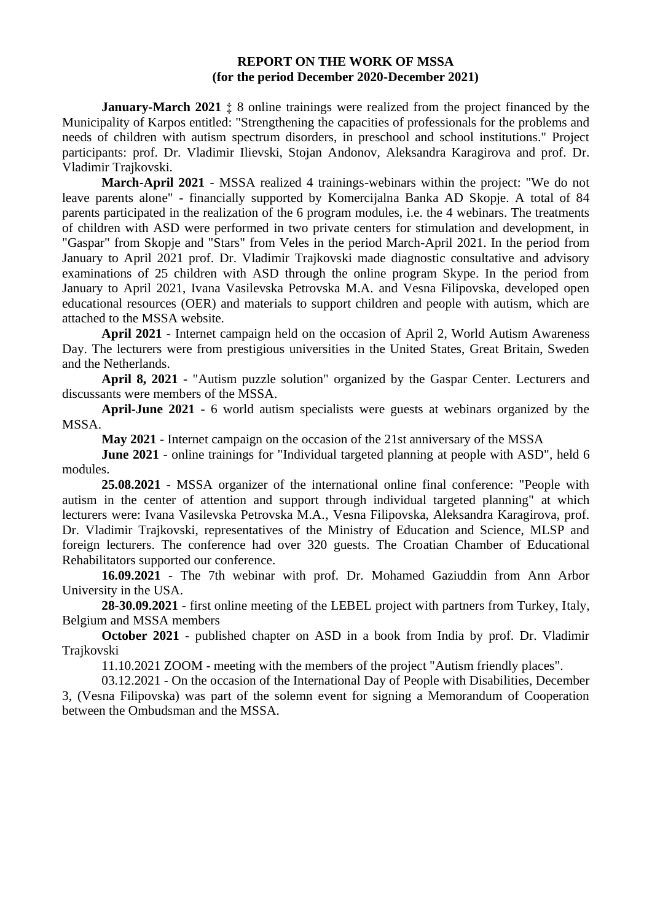**REPORT ON THE WORK OF MSSA**
**(for the period December 2020-December 2021)**

**January-March 2021** ‡ 8 online trainings were realized from the project financed by the Municipality of Karpos entitled: "Strengthening the capacities of professionals for the problems and needs of children with autism spectrum disorders, in preschool and school institutions." Project participants: prof. Dr. Vladimir Ilievski, Stojan Andonov, Aleksandra Karagirova and prof. Dr. Vladimir Trajkovski.

**March-April 2021** - MSSA realized 4 trainings-webinars within the project: "We do not leave parents alone" - financially supported by Komercijalna Banka AD Skopje. A total of 84 parents participated in the realization of the 6 program modules, i.e. the 4 webinars. The treatments of children with ASD were performed in two private centers for stimulation and development, in "Gaspar" from Skopje and "Stars" from Veles in the period March-April 2021. In the period from January to April 2021 prof. Dr. Vladimir Trajkovski made diagnostic consultative and advisory examinations of 25 children with ASD through the online program Skype. In the period from January to April 2021, Ivana Vasilevska Petrovska M.A. and Vesna Filipovska, developed open educational resources (OER) and materials to support children and people with autism, which are attached to the MSSA website.

**April 2021** - Internet campaign held on the occasion of April 2, World Autism Awareness Day. The lecturers were from prestigious universities in the United States, Great Britain, Sweden and the Netherlands.

**April 8, 2021** - "Autism puzzle solution" organized by the Gaspar Center. Lecturers and discussants were members of the MSSA.

**April-June 2021** - 6 world autism specialists were guests at webinars organized by the MSSA.

**May 2021** - Internet campaign on the occasion of the 21st anniversary of the MSSA

**June 2021** - online trainings for "Individual targeted planning at people with ASD", held 6 modules.

**25.08.2021** - MSSA organizer of the international online final conference: "People with autism in the center of attention and support through individual targeted planning" at which lecturers were: Ivana Vasilevska Petrovska M.A., Vesna Filipovska, Aleksandra Karagirova, prof. Dr. Vladimir Trajkovski, representatives of the Ministry of Education and Science, MLSP and foreign lecturers. The conference had over 320 guests. The Croatian Chamber of Educational Rehabilitators supported our conference.

**16.09.2021** - The 7th webinar with prof. Dr. Mohamed Gaziuddin from Ann Arbor University in the USA.

**28-30.09.2021** - first online meeting of the LEBEL project with partners from Turkey, Italy, Belgium and MSSA members

**October 2021** - published chapter on ASD in a book from India by prof. Dr. Vladimir Trajkovski

11.10.2021 ZOOM - meeting with the members of the project "Autism friendly places".

03.12.2021 - On the occasion of the International Day of People with Disabilities, December 3, (Vesna Filipovska) was part of the solemn event for signing a Memorandum of Cooperation between the Ombudsman and the MSSA.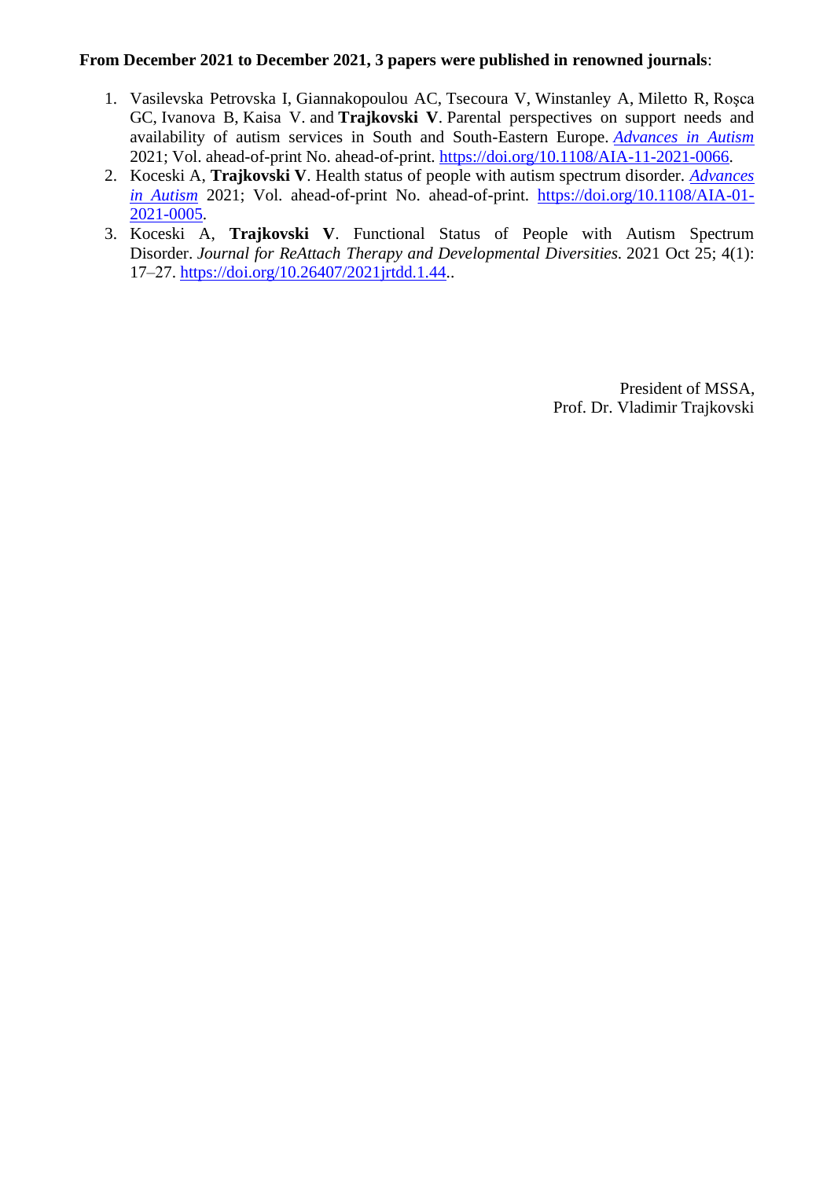**From December 2021 to December 2021, 3 papers were published in renowned journals**:

1. Vasilevska Petrovska I, Giannakopoulou AC, Tsecoura V, Winstanley A, Miletto R, Roşca GC, Ivanova B, Kaisa V. and **Trajkovski V**. Parental perspectives on support needs and availability of autism services in South and South-Eastern Europe. *Advances in Autism* 2021; Vol. ahead-of-print No. ahead-of-print. https://doi.org/10.1108/AIA-11-2021-0066.
2. Koceski A, **Trajkovski V**. Health status of people with autism spectrum disorder. *Advances in Autism* 2021; Vol. ahead-of-print No. ahead-of-print. https://doi.org/10.1108/AIA-01-2021-0005.
3. Koceski A, **Trajkovski V**. Functional Status of People with Autism Spectrum Disorder. *Journal for ReAttach Therapy and Developmental Diversities.* 2021 Oct 25; 4(1): 17–27. https://doi.org/10.26407/2021jrtdd.1.44..

President of MSSA,
Prof. Dr. Vladimir Trajkovski